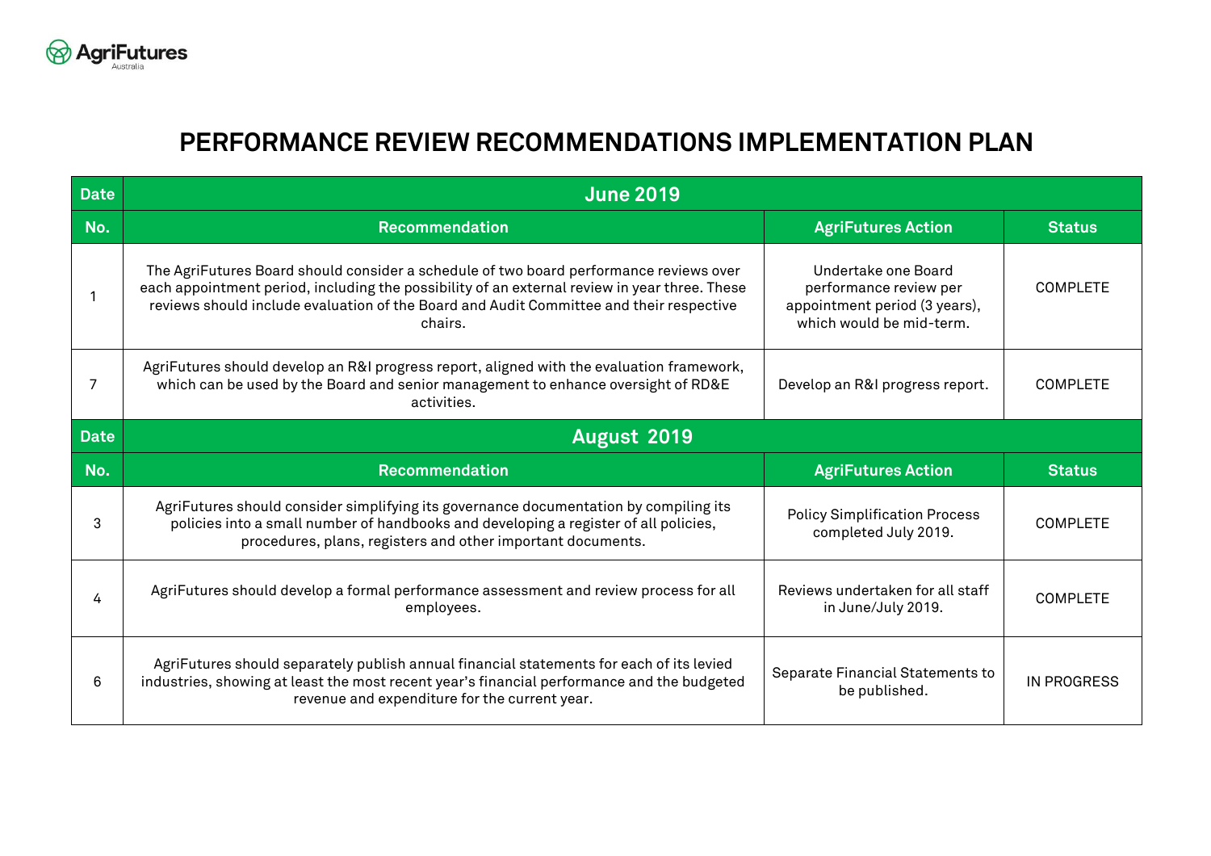# PERFORMANCE REVIEW RECOMMENDATIONS IMPLEMENTATION PLAN

| Date | June 2019 | | |
|---|---|---|---|
| **No.** | **Recommendation** | **AgriFutures Action** | **Status** |
| 1 | The AgriFutures Board should consider a schedule of two board performance reviews over each appointment period, including the possibility of an external review in year three. These reviews should include evaluation of the Board and Audit Committee and their respective chairs. | Undertake one Board performance review per appointment period (3 years), which would be mid-term. | COMPLETE |
| 7 | AgriFutures should develop an R&I progress report, aligned with the evaluation framework, which can be used by the Board and senior management to enhance oversight of RD&E activities. | Develop an R&I progress report. | COMPLETE |
| **Date** | **August 2019** | | |
| **No.** | **Recommendation** | **AgriFutures Action** | **Status** |
| 3 | AgriFutures should consider simplifying its governance documentation by compiling its policies into a small number of handbooks and developing a register of all policies, procedures, plans, registers and other important documents. | Policy Simplification Process completed July 2019. | COMPLETE |
| 4 | AgriFutures should develop a formal performance assessment and review process for all employees. | Reviews undertaken for all staff in June/July 2019. | COMPLETE |
| 6 | AgriFutures should separately publish annual financial statements for each of its levied industries, showing at least the most recent year's financial performance and the budgeted revenue and expenditure for the current year. | Separate Financial Statements to be published. | IN PROGRESS |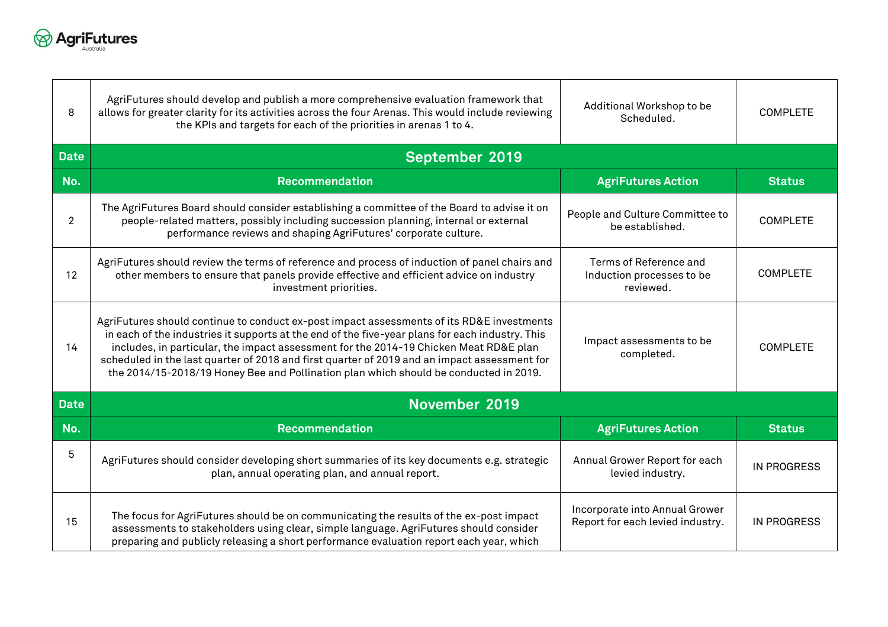| No. | Recommendation | AgriFutures Action | Status |
|---|---|---|---|
| 8 | AgriFutures should develop and publish a more comprehensive evaluation framework that allows for greater clarity for its activities across the four Arenas. This would include reviewing the KPIs and targets for each of the priorities in arenas 1 to 4. | Additional Workshop to be Scheduled. | COMPLETE |
| **Date** | **September 2019** | | |
| **No.** | **Recommendation** | **AgriFutures Action** | **Status** |
| 2 | The AgriFutures Board should consider establishing a committee of the Board to advise it on people-related matters, possibly including succession planning, internal or external performance reviews and shaping AgriFutures' corporate culture. | People and Culture Committee to be established. | COMPLETE |
| 12 | AgriFutures should review the terms of reference and process of induction of panel chairs and other members to ensure that panels provide effective and efficient advice on industry investment priorities. | Terms of Reference and Induction processes to be reviewed. | COMPLETE |
| 14 | AgriFutures should continue to conduct ex-post impact assessments of its RD&E investments in each of the industries it supports at the end of the five-year plans for each industry. This includes, in particular, the impact assessment for the 2014-19 Chicken Meat RD&E plan scheduled in the last quarter of 2018 and first quarter of 2019 and an impact assessment for the 2014/15-2018/19 Honey Bee and Pollination plan which should be conducted in 2019. | Impact assessments to be completed. | COMPLETE |
| **Date** | **November 2019** | | |
| **No.** | **Recommendation** | **AgriFutures Action** | **Status** |
| 5 | AgriFutures should consider developing short summaries of its key documents e.g. strategic plan, annual operating plan, and annual report. | Annual Grower Report for each levied industry. | IN PROGRESS |
| 15 | The focus for AgriFutures should be on communicating the results of the ex-post impact assessments to stakeholders using clear, simple language. AgriFutures should consider preparing and publicly releasing a short performance evaluation report each year, which | Incorporate into Annual Grower Report for each levied industry. | IN PROGRESS |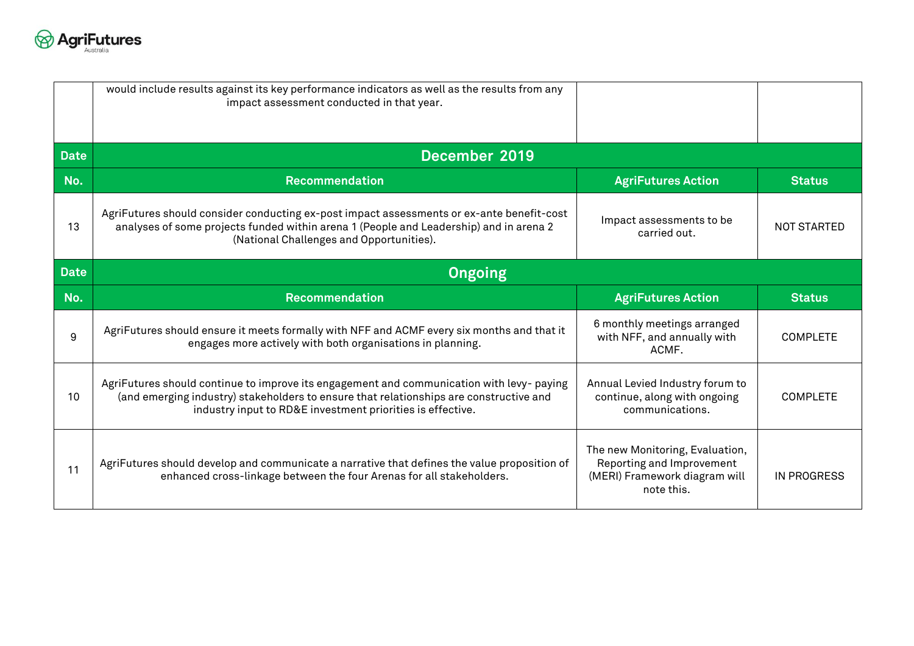| | | | |
|---|---|---|---|
| | would include results against its key performance indicators as well as the results from any impact assessment conducted in that year. | | |
| **Date** | **December 2019** | | |
| **No.** | **Recommendation** | **AgriFutures Action** | **Status** |
| 13 | AgriFutures should consider conducting ex-post impact assessments or ex-ante benefit-cost analyses of some projects funded within arena 1 (People and Leadership) and in arena 2 (National Challenges and Opportunities). | Impact assessments to be carried out. | NOT STARTED |
| **Date** | **Ongoing** | | |
| **No.** | **Recommendation** | **AgriFutures Action** | **Status** |
| 9 | AgriFutures should ensure it meets formally with NFF and ACMF every six months and that it engages more actively with both organisations in planning. | 6 monthly meetings arranged with NFF, and annually with ACMF. | COMPLETE |
| 10 | AgriFutures should continue to improve its engagement and communication with levy- paying (and emerging industry) stakeholders to ensure that relationships are constructive and industry input to RD&E investment priorities is effective. | Annual Levied Industry forum to continue, along with ongoing communications. | COMPLETE |
| 11 | AgriFutures should develop and communicate a narrative that defines the value proposition of enhanced cross-linkage between the four Arenas for all stakeholders. | The new Monitoring, Evaluation, Reporting and Improvement (MERI) Framework diagram will note this. | IN PROGRESS |